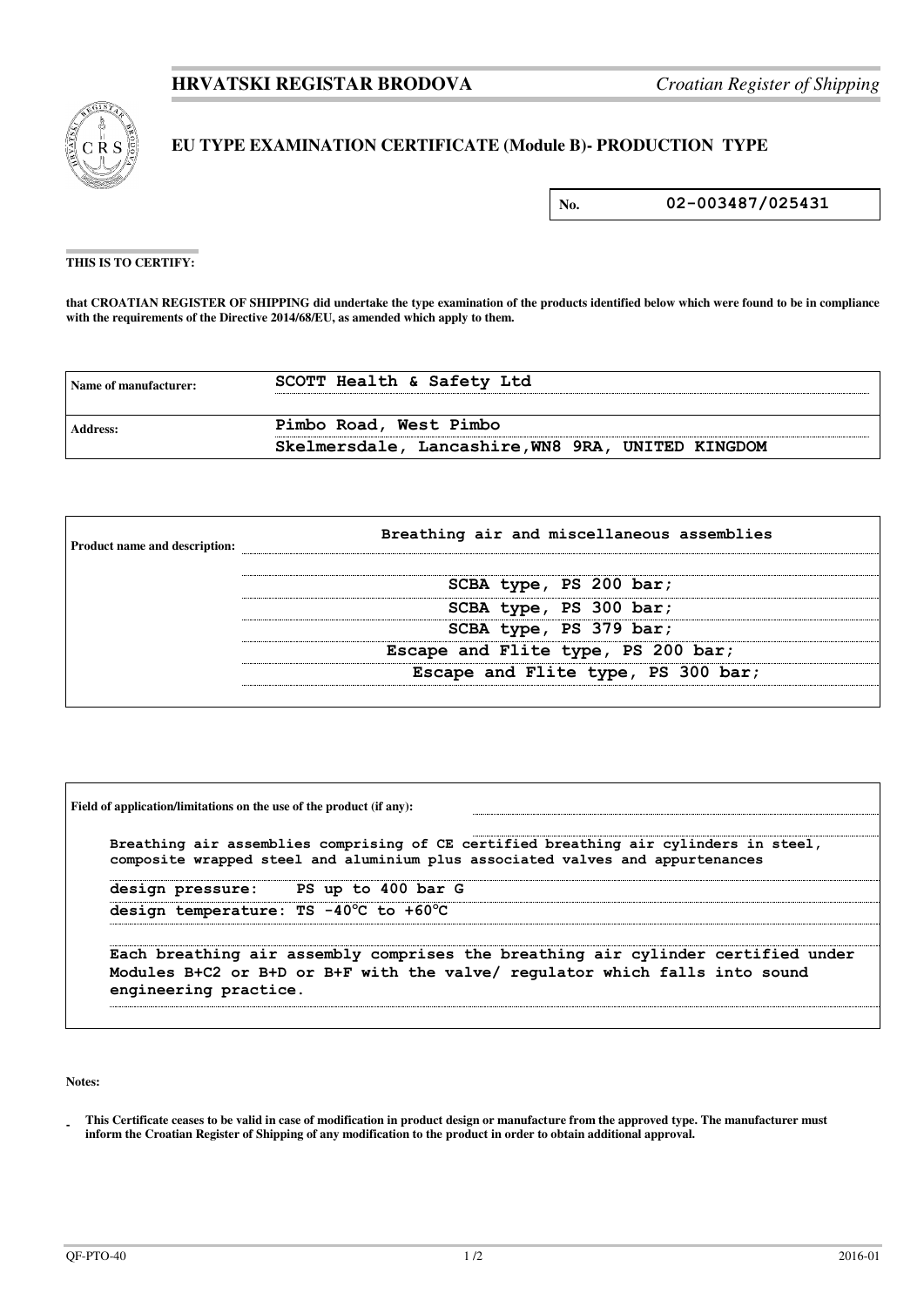**HRVATSKI REGISTAR BRODOVA** *Croatian Register of Shipping*

## EU TYPE EXAMINATION CERTIFICATE (Module B)- PRODUCTION TYPE

**No.** 02-003487/025431

**THIS IS TO CERTIFY:**

**that CROATIAN REGISTER OF SHIPPING did undertake the type examination of the products identified below which were found to be in compliance with the requirements of the Directive 2014/68/EU, as amended which apply to them.**

| | |
|---|---|
| **Name of manufacturer:** | SCOTT Health & Safety Ltd |
| **Address:** | Pimbo Road, West Pimbo<br>Skelmersdale, Lancashire,WN8 9RA, UNITED KINGDOM |

| | |
|---|---|
| **Product name and description:** | Breathing air and miscellaneous assemblies<br><br>SCBA type, PS 200 bar;<br>SCBA type, PS 300 bar;<br>SCBA type, PS 379 bar;<br>Escape and Flite type, PS 200 bar;<br>Escape and Flite type, PS 300 bar; |

**Field of application/limitations on the use of the product (if any):**

Breathing air assemblies comprising of CE certified breathing air cylinders in steel, composite wrapped steel and aluminium plus associated valves and appurtenances

design pressure: PS up to 400 bar G

design temperature: TS -40°C to +60°C

Each breathing air assembly comprises the breathing air cylinder certified under Modules B+C2 or B+D or B+F with the valve/ regulator which falls into sound engineering practice.

**Notes:**

- **This Certificate ceases to be valid in case of modification in product design or manufacture from the approved type. The manufacturer must inform the Croatian Register of Shipping of any modification to the product in order to obtain additional approval.**

QF-PTO-40 2016-01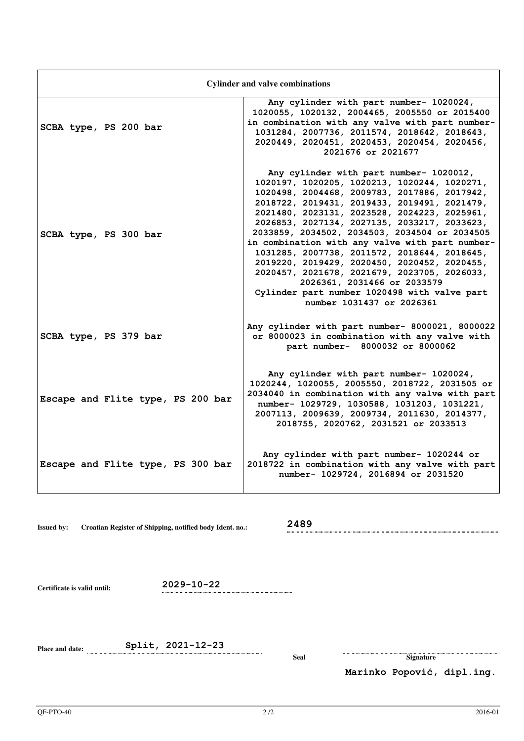| Cylinder and valve combinations | |
|---|---|
| SCBA type, PS 200 bar | Any cylinder with part number- 1020024, 1020055, 1020132, 2004465, 2005550 or 2015400 in combination with any valve with part number- 1031284, 2007736, 2011574, 2018642, 2018643, 2020449, 2020451, 2020453, 2020454, 2020456, 2021676 or 2021677 |
| SCBA type, PS 300 bar | Any cylinder with part number- 1020012, 1020197, 1020205, 1020213, 1020244, 1020271, 1020498, 2004468, 2009783, 2017886, 2017942, 2018722, 2019431, 2019433, 2019491, 2021479, 2021480, 2023131, 2023528, 2024223, 2025961, 2026853, 2027134, 2027135, 2033217, 2033623, 2033859, 2034502, 2034503, 2034504 or 2034505 in combination with any valve with part number- 1031285, 2007738, 2011572, 2018644, 2018645, 2019220, 2019429, 2020450, 2020452, 2020455, 2020457, 2021678, 2021679, 2023705, 2026033, 2026361, 2031466 or 2033579<br>Cylinder part number 1020498 with valve part number 1031437 or 2026361 |
| SCBA type, PS 379 bar | Any cylinder with part number- 8000021, 8000022 or 8000023 in combination with any valve with part number- 8000032 or 8000062 |
| Escape and Flite type, PS 200 bar | Any cylinder with part number- 1020024, 1020244, 1020055, 2005550, 2018722, 2031505 or 2034040 in combination with any valve with part number- 1029729, 1030588, 1031203, 1031221, 2007113, 2009639, 2009734, 2011630, 2014377, 2018755, 2020762, 2031521 or 2033513 |
| Escape and Flite type, PS 300 bar | Any cylinder with part number- 1020244 or 2018722 in combination with any valve with part number- 1029724, 2016894 or 2031520 |

**Issued by:** **Croatian Register of Shipping, notified body Ident. no.:** 2489

**Certificate is valid until:** 2029-10-22

**Place and date:** Split, 2021-12-23

**Seal**

**Signature**

Marinko Popović, dipl.ing.

QF-PTO-40 2016-01